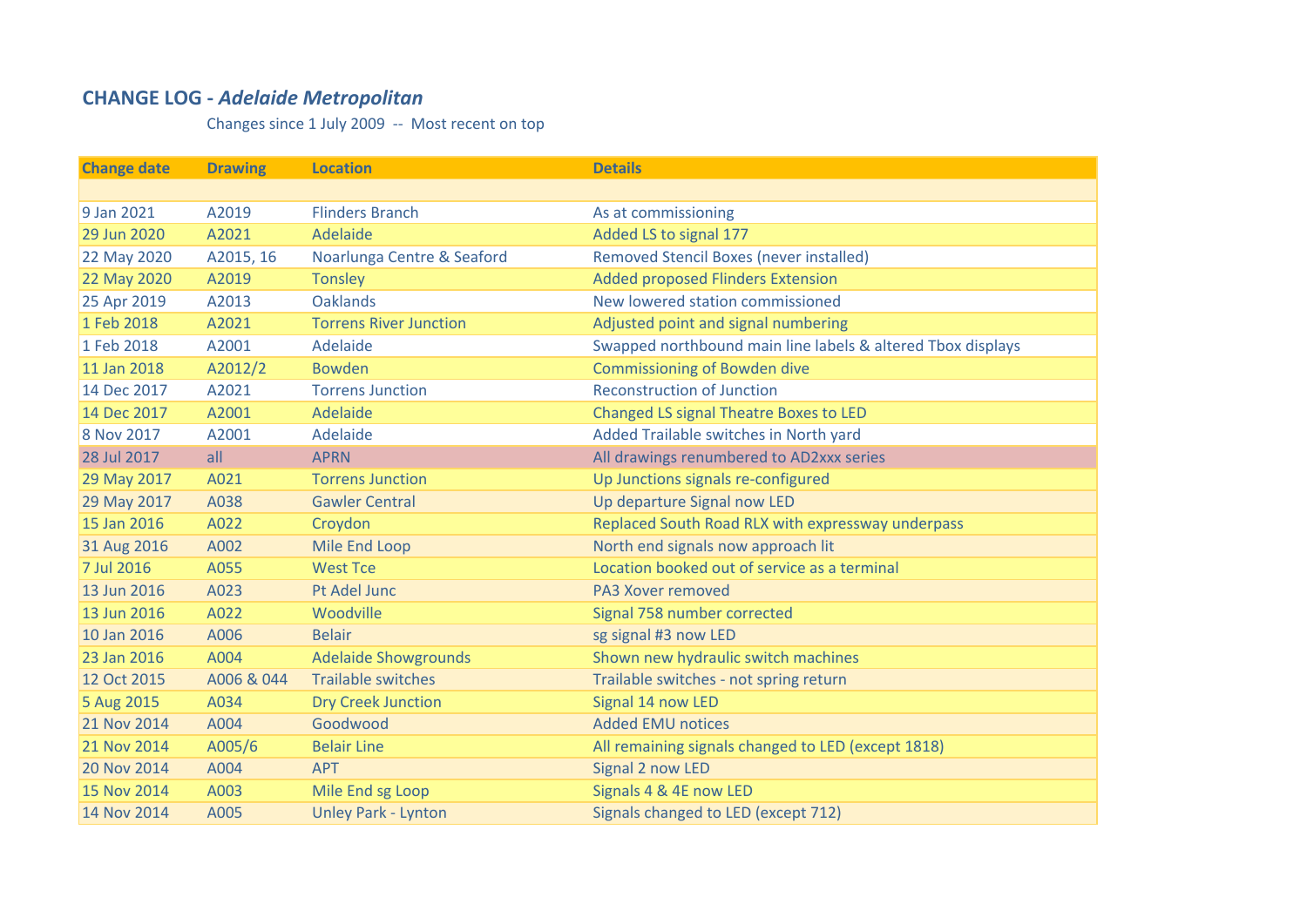## CHANGE LOG - *Adelaide Metropolitan*

Changes since 1 July 2009 -- Most recent on top

| Change date | Drawing | Location | Details |
|---|---|---|---|
| | | | |
| 9 Jan 2021 | A2019 | Flinders Branch | As at commissioning |
| 29 Jun 2020 | A2021 | Adelaide | Added LS to signal 177 |
| 22 May 2020 | A2015, 16 | Noarlunga Centre & Seaford | Removed Stencil Boxes (never installed) |
| 22 May 2020 | A2019 | Tonsley | Added proposed Flinders Extension |
| 25 Apr 2019 | A2013 | Oaklands | New lowered station commissioned |
| 1 Feb 2018 | A2021 | Torrens River Junction | Adjusted point and signal numbering |
| 1 Feb 2018 | A2001 | Adelaide | Swapped northbound main line labels & altered Tbox displays |
| 11 Jan 2018 | A2012/2 | Bowden | Commissioning of Bowden dive |
| 14 Dec 2017 | A2021 | Torrens Junction | Reconstruction of Junction |
| 14 Dec 2017 | A2001 | Adelaide | Changed LS signal Theatre Boxes to LED |
| 8 Nov 2017 | A2001 | Adelaide | Added Trailable switches in North yard |
| 28 Jul 2017 | all | APRN | All drawings renumbered to AD2xxx series |
| 29 May 2017 | A021 | Torrens Junction | Up Junctions signals re-configured |
| 29 May 2017 | A038 | Gawler Central | Up departure Signal now LED |
| 15 Jan 2016 | A022 | Croydon | Replaced South Road RLX with expressway underpass |
| 31 Aug 2016 | A002 | Mile End Loop | North end signals now approach lit |
| 7 Jul 2016 | A055 | West Tce | Location booked out of service as a terminal |
| 13 Jun 2016 | A023 | Pt Adel Junc | PA3 Xover removed |
| 13 Jun 2016 | A022 | Woodville | Signal 758 number corrected |
| 10 Jan 2016 | A006 | Belair | sg signal #3 now LED |
| 23 Jan 2016 | A004 | Adelaide Showgrounds | Shown new hydraulic switch machines |
| 12 Oct 2015 | A006 & 044 | Trailable switches | Trailable switches - not spring return |
| 5 Aug 2015 | A034 | Dry Creek Junction | Signal 14 now LED |
| 21 Nov 2014 | A004 | Goodwood | Added EMU notices |
| 21 Nov 2014 | A005/6 | Belair Line | All remaining signals changed to LED (except 1818) |
| 20 Nov 2014 | A004 | APT | Signal 2 now LED |
| 15 Nov 2014 | A003 | Mile End sg Loop | Signals 4 & 4E now LED |
| 14 Nov 2014 | A005 | Unley Park - Lynton | Signals changed to LED (except 712) |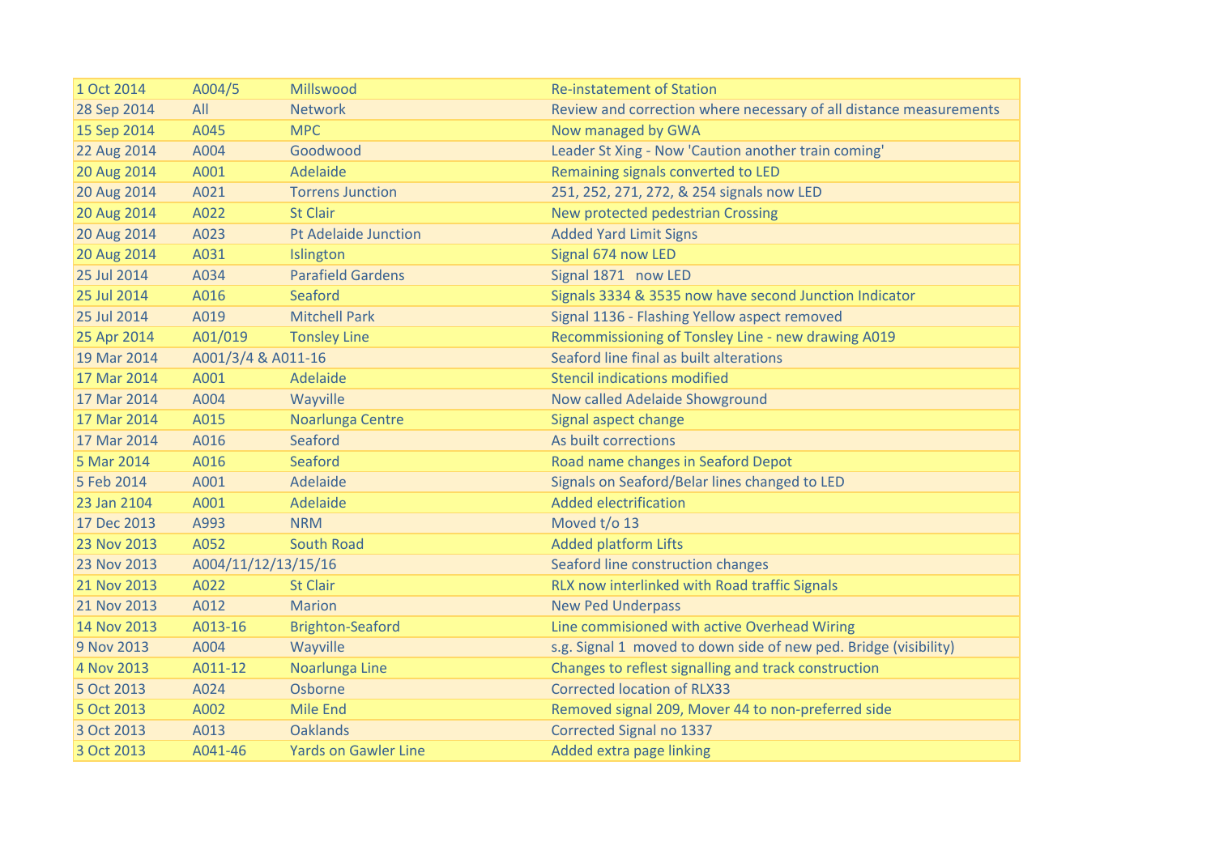| | | | |
|---|---|---|---|
| 1 Oct 2014 | A004/5 | Millswood | Re-instatement of Station |
| 28 Sep 2014 | All | Network | Review and correction where necessary of all distance measurements |
| 15 Sep 2014 | A045 | MPC | Now managed by GWA |
| 22 Aug 2014 | A004 | Goodwood | Leader St Xing - Now 'Caution another train coming' |
| 20 Aug 2014 | A001 | Adelaide | Remaining signals converted to LED |
| 20 Aug 2014 | A021 | Torrens Junction | 251, 252, 271, 272, & 254 signals now LED |
| 20 Aug 2014 | A022 | St Clair | New protected pedestrian Crossing |
| 20 Aug 2014 | A023 | Pt Adelaide Junction | Added Yard Limit Signs |
| 20 Aug 2014 | A031 | Islington | Signal 674 now LED |
| 25 Jul 2014 | A034 | Parafield Gardens | Signal 1871 now LED |
| 25 Jul 2014 | A016 | Seaford | Signals 3334 & 3535 now have second Junction Indicator |
| 25 Jul 2014 | A019 | Mitchell Park | Signal 1136 - Flashing Yellow aspect removed |
| 25 Apr 2014 | A01/019 | Tonsley Line | Recommissioning of Tonsley Line - new drawing A019 |
| 19 Mar 2014 | A001/3/4 & A011-16 | | Seaford line final as built alterations |
| 17 Mar 2014 | A001 | Adelaide | Stencil indications modified |
| 17 Mar 2014 | A004 | Wayville | Now called Adelaide Showground |
| 17 Mar 2014 | A015 | Noarlunga Centre | Signal aspect change |
| 17 Mar 2014 | A016 | Seaford | As built corrections |
| 5 Mar 2014 | A016 | Seaford | Road name changes in Seaford Depot |
| 5 Feb 2014 | A001 | Adelaide | Signals on Seaford/Belar lines changed to LED |
| 23 Jan 2104 | A001 | Adelaide | Added electrification |
| 17 Dec 2013 | A993 | NRM | Moved t/o 13 |
| 23 Nov 2013 | A052 | South Road | Added platform Lifts |
| 23 Nov 2013 | A004/11/12/13/15/16 | | Seaford line construction changes |
| 21 Nov 2013 | A022 | St Clair | RLX now interlinked with Road traffic Signals |
| 21 Nov 2013 | A012 | Marion | New Ped Underpass |
| 14 Nov 2013 | A013-16 | Brighton-Seaford | Line commisioned with active Overhead Wiring |
| 9 Nov 2013 | A004 | Wayville | s.g. Signal 1 moved to down side of new ped. Bridge (visibility) |
| 4 Nov 2013 | A011-12 | Noarlunga Line | Changes to reflest signalling and track construction |
| 5 Oct 2013 | A024 | Osborne | Corrected location of RLX33 |
| 5 Oct 2013 | A002 | Mile End | Removed signal 209, Mover 44 to non-preferred side |
| 3 Oct 2013 | A013 | Oaklands | Corrected Signal no 1337 |
| 3 Oct 2013 | A041-46 | Yards on Gawler Line | Added extra page linking |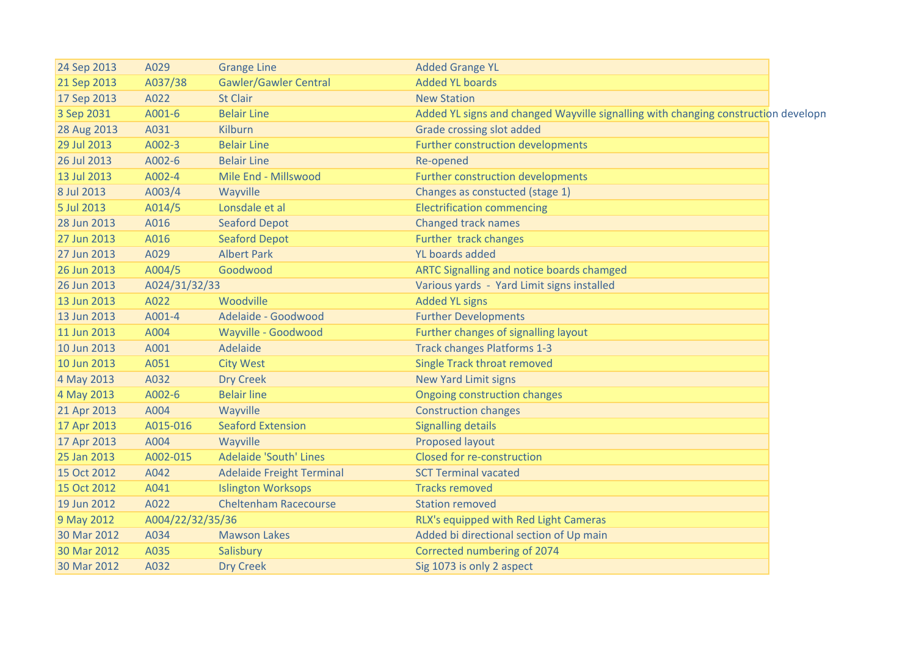| | | | |
|---|---|---|---|
| 24 Sep 2013 | A029 | Grange Line | Added Grange YL |
| 21 Sep 2013 | A037/38 | Gawler/Gawler Central | Added YL boards |
| 17 Sep 2013 | A022 | St Clair | New Station |
| 3 Sep 2031 | A001-6 | Belair Line | Added YL signs and changed Wayville signalling with changing construction developn |
| 28 Aug 2013 | A031 | Kilburn | Grade crossing slot added |
| 29 Jul 2013 | A002-3 | Belair Line | Further construction developments |
| 26 Jul 2013 | A002-6 | Belair Line | Re-opened |
| 13 Jul 2013 | A002-4 | Mile End - Millswood | Further construction developments |
| 8 Jul 2013 | A003/4 | Wayville | Changes as constucted (stage 1) |
| 5 Jul 2013 | A014/5 | Lonsdale et al | Electrification commencing |
| 28 Jun 2013 | A016 | Seaford Depot | Changed track names |
| 27 Jun 2013 | A016 | Seaford Depot | Further track changes |
| 27 Jun 2013 | A029 | Albert Park | YL boards added |
| 26 Jun 2013 | A004/5 | Goodwood | ARTC Signalling and notice boards chamged |
| 26 Jun 2013 | A024/31/32/33 | | Various yards - Yard Limit signs installed |
| 13 Jun 2013 | A022 | Woodville | Added YL signs |
| 13 Jun 2013 | A001-4 | Adelaide - Goodwood | Further Developments |
| 11 Jun 2013 | A004 | Wayville - Goodwood | Further changes of signalling layout |
| 10 Jun 2013 | A001 | Adelaide | Track changes Platforms 1-3 |
| 10 Jun 2013 | A051 | City West | Single Track throat removed |
| 4 May 2013 | A032 | Dry Creek | New Yard Limit signs |
| 4 May 2013 | A002-6 | Belair line | Ongoing construction changes |
| 21 Apr 2013 | A004 | Wayville | Construction changes |
| 17 Apr 2013 | A015-016 | Seaford Extension | Signalling details |
| 17 Apr 2013 | A004 | Wayville | Proposed layout |
| 25 Jan 2013 | A002-015 | Adelaide 'South' Lines | Closed for re-construction |
| 15 Oct 2012 | A042 | Adelaide Freight Terminal | SCT Terminal vacated |
| 15 Oct 2012 | A041 | Islington Worksops | Tracks removed |
| 19 Jun 2012 | A022 | Cheltenham Racecourse | Station removed |
| 9 May 2012 | A004/22/32/35/36 | | RLX's equipped with Red Light Cameras |
| 30 Mar 2012 | A034 | Mawson Lakes | Added bi directional section of Up main |
| 30 Mar 2012 | A035 | Salisbury | Corrected numbering of 2074 |
| 30 Mar 2012 | A032 | Dry Creek | Sig 1073 is only 2 aspect |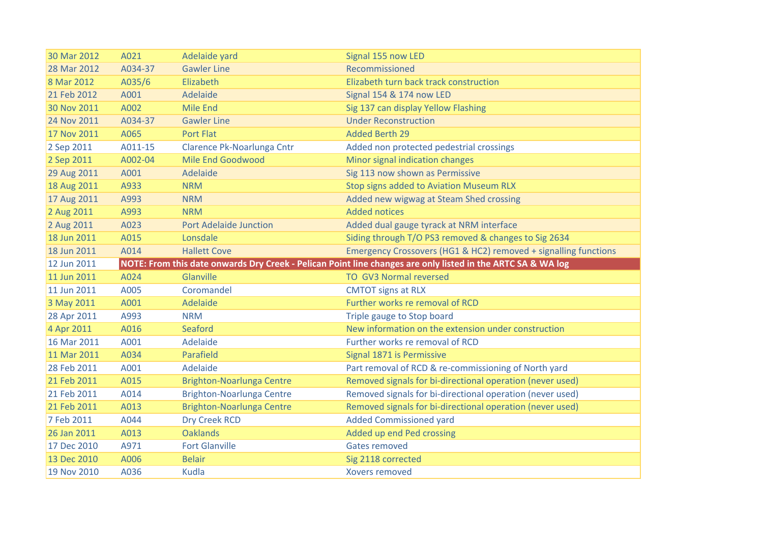| | | | |
|---|---|---|---|
| 30 Mar 2012 | A021 | Adelaide yard | Signal 155 now LED |
| 28 Mar 2012 | A034-37 | Gawler Line | Recommissioned |
| 8 Mar 2012 | A035/6 | Elizabeth | Elizabeth turn back track construction |
| 21 Feb 2012 | A001 | Adelaide | Signal 154 & 174 now LED |
| 30 Nov 2011 | A002 | Mile End | Sig 137 can display Yellow Flashing |
| 24 Nov 2011 | A034-37 | Gawler Line | Under Reconstruction |
| 17 Nov 2011 | A065 | Port Flat | Added Berth 29 |
| 2 Sep 2011 | A011-15 | Clarence Pk-Noarlunga Cntr | Added non protected pedestrian crossings |
| 2 Sep 2011 | A002-04 | Mile End Goodwood | Minor signal indication changes |
| 29 Aug 2011 | A001 | Adelaide | Sig 113 now shown as Permissive |
| 18 Aug 2011 | A933 | NRM | Stop signs added to Aviation Museum RLX |
| 17 Aug 2011 | A993 | NRM | Added new wigwag at Steam Shed crossing |
| 2 Aug 2011 | A993 | NRM | Added notices |
| 2 Aug 2011 | A023 | Port Adelaide Junction | Added dual gauge tyrack at NRM interface |
| 18 Jun 2011 | A015 | Lonsdale | Siding through T/O PS3 removed & changes to Sig 2634 |
| 18 Jun 2011 | A014 | Hallett Cove | Emergency Crossovers (HG1 & HC2) removed + signalling functions |
| 12 Jun 2011 | **NOTE: From this date onwards Dry Creek - Pelican Point line changes are only listed in the ARTC SA & WA log** | | |
| 11 Jun 2011 | A024 | Glanville | TO GV3 Normal reversed |
| 11 Jun 2011 | A005 | Coromandel | CMTOT signs at RLX |
| 3 May 2011 | A001 | Adelaide | Further works re removal of RCD |
| 28 Apr 2011 | A993 | NRM | Triple gauge to Stop board |
| 4 Apr 2011 | A016 | Seaford | New information on the extension under construction |
| 16 Mar 2011 | A001 | Adelaide | Further works re removal of RCD |
| 11 Mar 2011 | A034 | Parafield | Signal 1871 is Permissive |
| 28 Feb 2011 | A001 | Adelaide | Part removal of RCD & re-commissioning of North yard |
| 21 Feb 2011 | A015 | Brighton-Noarlunga Centre | Removed signals for bi-directional operation (never used) |
| 21 Feb 2011 | A014 | Brighton-Noarlunga Centre | Removed signals for bi-directional operation (never used) |
| 21 Feb 2011 | A013 | Brighton-Noarlunga Centre | Removed signals for bi-directional operation (never used) |
| 7 Feb 2011 | A044 | Dry Creek RCD | Added Commissioned yard |
| 26 Jan 2011 | A013 | Oaklands | Added up end Ped crossing |
| 17 Dec 2010 | A971 | Fort Glanville | Gates removed |
| 13 Dec 2010 | A006 | Belair | Sig 2118 corrected |
| 19 Nov 2010 | A036 | Kudla | Xovers removed |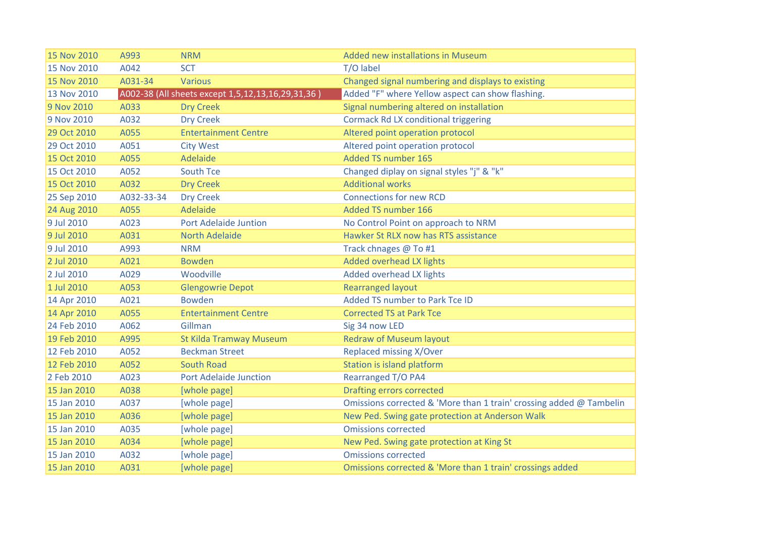| | | | |
|---|---|---|---|
| 15 Nov 2010 | A993 | NRM | Added new installations in Museum |
| 15 Nov 2010 | A042 | SCT | T/O label |
| 15 Nov 2010 | A031-34 | Various | Changed signal numbering and displays to existing |
| 13 Nov 2010 | A002-38 (All sheets except 1,5,12,13,16,29,31,36 ) | | Added "F" where Yellow aspect can show flashing. |
| 9 Nov 2010 | A033 | Dry Creek | Signal numbering altered on installation |
| 9 Nov 2010 | A032 | Dry Creek | Cormack Rd LX conditional triggering |
| 29 Oct 2010 | A055 | Entertainment Centre | Altered point operation protocol |
| 29 Oct 2010 | A051 | City West | Altered point operation protocol |
| 15 Oct 2010 | A055 | Adelaide | Added TS number 165 |
| 15 Oct 2010 | A052 | South Tce | Changed diplay on signal styles "j" & "k" |
| 15 Oct 2010 | A032 | Dry Creek | Additional works |
| 25 Sep 2010 | A032-33-34 | Dry Creek | Connections for new RCD |
| 24 Aug 2010 | A055 | Adelaide | Added TS number 166 |
| 9 Jul 2010 | A023 | Port Adelaide Juntion | No Control Point on approach to NRM |
| 9 Jul 2010 | A031 | North Adelaide | Hawker St RLX now has RTS assistance |
| 9 Jul 2010 | A993 | NRM | Track chnages @ To #1 |
| 2 Jul 2010 | A021 | Bowden | Added overhead LX lights |
| 2 Jul 2010 | A029 | Woodville | Added overhead LX lights |
| 1 Jul 2010 | A053 | Glengowrie Depot | Rearranged layout |
| 14 Apr 2010 | A021 | Bowden | Added TS number to Park Tce ID |
| 14 Apr 2010 | A055 | Entertainment Centre | Corrected TS at Park Tce |
| 24 Feb 2010 | A062 | Gillman | Sig 34 now LED |
| 19 Feb 2010 | A995 | St Kilda Tramway Museum | Redraw of Museum layout |
| 12 Feb 2010 | A052 | Beckman Street | Replaced missing X/Over |
| 12 Feb 2010 | A052 | South Road | Station is island platform |
| 2 Feb 2010 | A023 | Port Adelaide Junction | Rearranged T/O PA4 |
| 15 Jan 2010 | A038 | [whole page] | Drafting errors corrected |
| 15 Jan 2010 | A037 | [whole page] | Omissions corrected & 'More than 1 train' crossing added @ Tambelin |
| 15 Jan 2010 | A036 | [whole page] | New Ped. Swing gate protection at Anderson Walk |
| 15 Jan 2010 | A035 | [whole page] | Omissions corrected |
| 15 Jan 2010 | A034 | [whole page] | New Ped. Swing gate protection at King St |
| 15 Jan 2010 | A032 | [whole page] | Omissions corrected |
| 15 Jan 2010 | A031 | [whole page] | Omissions corrected & 'More than 1 train' crossings added |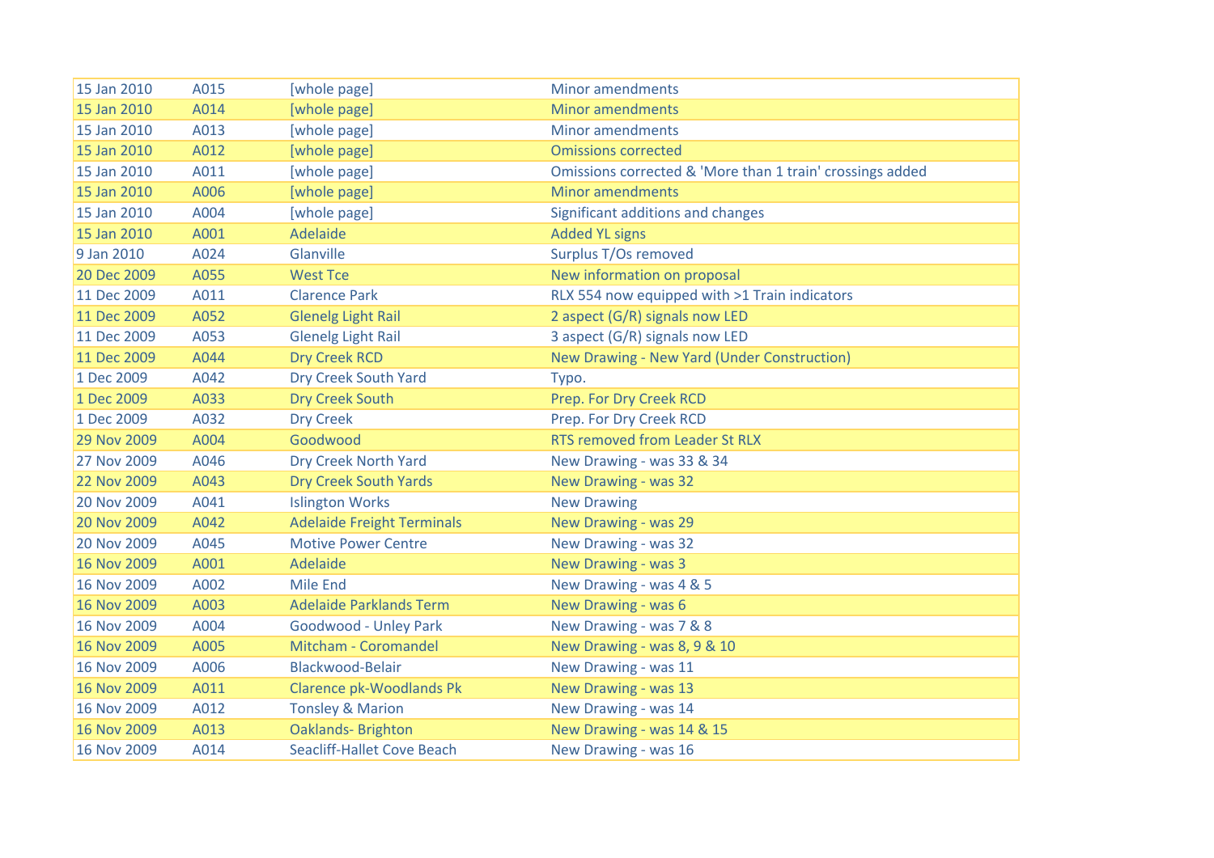| | | | |
|---|---|---|---|
| 15 Jan 2010 | A015 | [whole page] | Minor amendments |
| 15 Jan 2010 | A014 | [whole page] | Minor amendments |
| 15 Jan 2010 | A013 | [whole page] | Minor amendments |
| 15 Jan 2010 | A012 | [whole page] | Omissions corrected |
| 15 Jan 2010 | A011 | [whole page] | Omissions corrected & 'More than 1 train' crossings added |
| 15 Jan 2010 | A006 | [whole page] | Minor amendments |
| 15 Jan 2010 | A004 | [whole page] | Significant additions and changes |
| 15 Jan 2010 | A001 | Adelaide | Added YL signs |
| 9 Jan 2010 | A024 | Glanville | Surplus T/Os removed |
| 20 Dec 2009 | A055 | West Tce | New information on proposal |
| 11 Dec 2009 | A011 | Clarence Park | RLX 554 now equipped with >1 Train indicators |
| 11 Dec 2009 | A052 | Glenelg Light Rail | 2 aspect (G/R) signals now LED |
| 11 Dec 2009 | A053 | Glenelg Light Rail | 3 aspect (G/R) signals now LED |
| 11 Dec 2009 | A044 | Dry Creek RCD | New Drawing - New Yard (Under Construction) |
| 1 Dec 2009 | A042 | Dry Creek South Yard | Typo. |
| 1 Dec 2009 | A033 | Dry Creek South | Prep. For Dry Creek RCD |
| 1 Dec 2009 | A032 | Dry Creek | Prep. For Dry Creek RCD |
| 29 Nov 2009 | A004 | Goodwood | RTS removed from Leader St RLX |
| 27 Nov 2009 | A046 | Dry Creek North Yard | New Drawing - was 33 & 34 |
| 22 Nov 2009 | A043 | Dry Creek South Yards | New Drawing - was 32 |
| 20 Nov 2009 | A041 | Islington Works | New Drawing |
| 20 Nov 2009 | A042 | Adelaide Freight Terminals | New Drawing - was 29 |
| 20 Nov 2009 | A045 | Motive Power Centre | New Drawing - was 32 |
| 16 Nov 2009 | A001 | Adelaide | New Drawing - was 3 |
| 16 Nov 2009 | A002 | Mile End | New Drawing - was 4 & 5 |
| 16 Nov 2009 | A003 | Adelaide Parklands Term | New Drawing - was 6 |
| 16 Nov 2009 | A004 | Goodwood - Unley Park | New Drawing - was 7 & 8 |
| 16 Nov 2009 | A005 | Mitcham - Coromandel | New Drawing - was 8, 9 & 10 |
| 16 Nov 2009 | A006 | Blackwood-Belair | New Drawing - was 11 |
| 16 Nov 2009 | A011 | Clarence pk-Woodlands Pk | New Drawing - was 13 |
| 16 Nov 2009 | A012 | Tonsley & Marion | New Drawing - was 14 |
| 16 Nov 2009 | A013 | Oaklands- Brighton | New Drawing - was 14 & 15 |
| 16 Nov 2009 | A014 | Seacliff-Hallet Cove Beach | New Drawing - was 16 |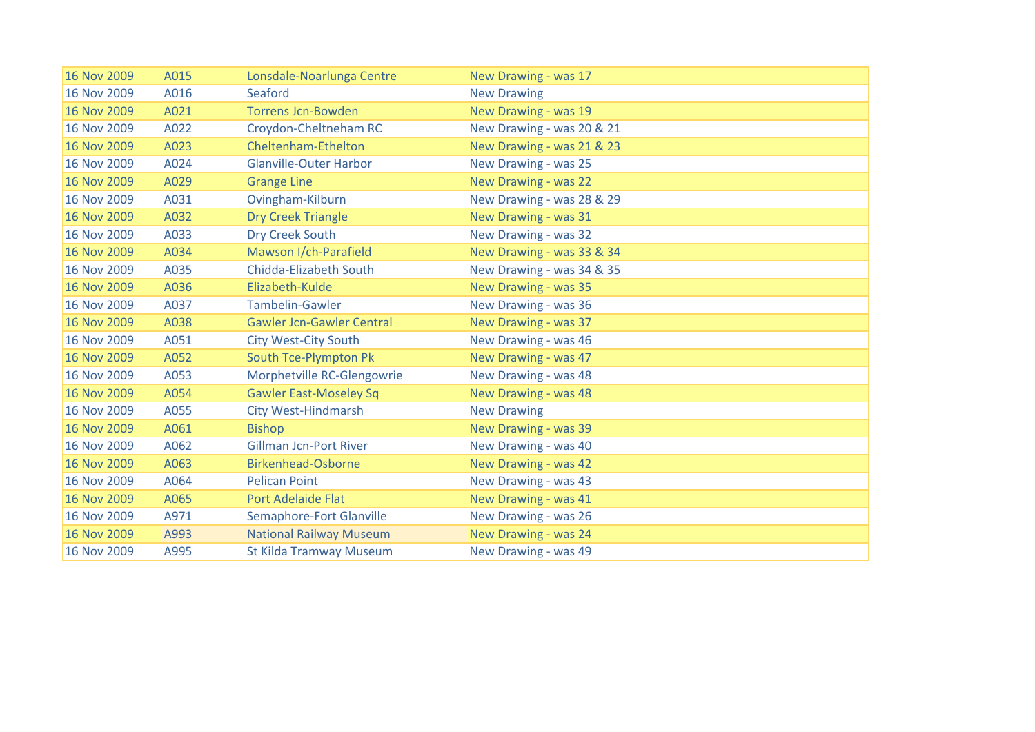| 16 Nov 2009 | A015 | Lonsdale-Noarlunga Centre | New Drawing - was 17 |
|---|---|---|---|
| 16 Nov 2009 | A016 | Seaford | New Drawing |
| 16 Nov 2009 | A021 | Torrens Jcn-Bowden | New Drawing - was 19 |
| 16 Nov 2009 | A022 | Croydon-Cheltneham RC | New Drawing - was 20 & 21 |
| 16 Nov 2009 | A023 | Cheltenham-Ethelton | New Drawing - was 21 & 23 |
| 16 Nov 2009 | A024 | Glanville-Outer Harbor | New Drawing - was 25 |
| 16 Nov 2009 | A029 | Grange Line | New Drawing - was 22 |
| 16 Nov 2009 | A031 | Ovingham-Kilburn | New Drawing - was 28 & 29 |
| 16 Nov 2009 | A032 | Dry Creek Triangle | New Drawing - was 31 |
| 16 Nov 2009 | A033 | Dry Creek South | New Drawing - was 32 |
| 16 Nov 2009 | A034 | Mawson I/ch-Parafield | New Drawing - was 33 & 34 |
| 16 Nov 2009 | A035 | Chidda-Elizabeth South | New Drawing - was 34 & 35 |
| 16 Nov 2009 | A036 | Elizabeth-Kulde | New Drawing - was 35 |
| 16 Nov 2009 | A037 | Tambelin-Gawler | New Drawing - was 36 |
| 16 Nov 2009 | A038 | Gawler Jcn-Gawler Central | New Drawing - was 37 |
| 16 Nov 2009 | A051 | City West-City South | New Drawing - was 46 |
| 16 Nov 2009 | A052 | South Tce-Plympton Pk | New Drawing - was 47 |
| 16 Nov 2009 | A053 | Morphetville RC-Glengowrie | New Drawing - was 48 |
| 16 Nov 2009 | A054 | Gawler East-Moseley Sq | New Drawing - was 48 |
| 16 Nov 2009 | A055 | City West-Hindmarsh | New Drawing |
| 16 Nov 2009 | A061 | Bishop | New Drawing - was 39 |
| 16 Nov 2009 | A062 | Gillman Jcn-Port River | New Drawing - was 40 |
| 16 Nov 2009 | A063 | Birkenhead-Osborne | New Drawing - was 42 |
| 16 Nov 2009 | A064 | Pelican Point | New Drawing - was 43 |
| 16 Nov 2009 | A065 | Port Adelaide Flat | New Drawing - was 41 |
| 16 Nov 2009 | A971 | Semaphore-Fort Glanville | New Drawing - was 26 |
| 16 Nov 2009 | A993 | National Railway Museum | New Drawing - was 24 |
| 16 Nov 2009 | A995 | St Kilda Tramway Museum | New Drawing - was 49 |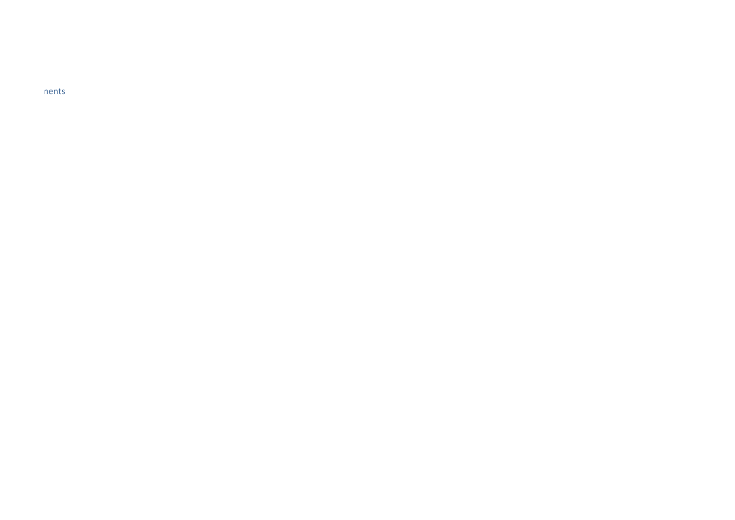nents